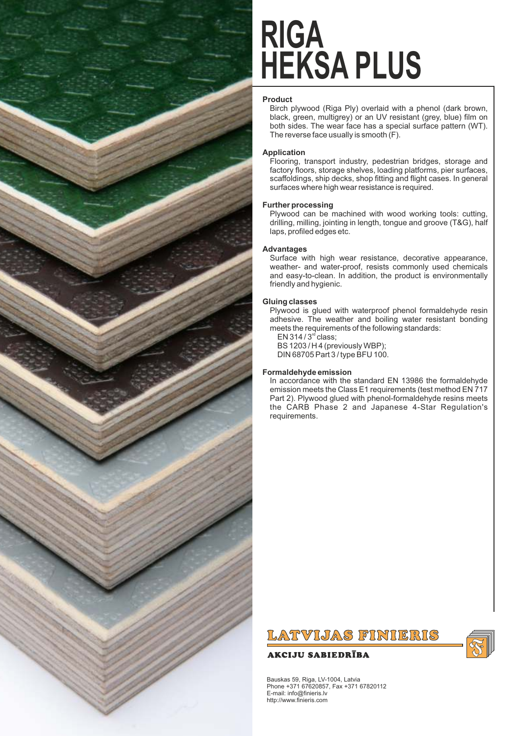# RIGA HEKSA PLUS

**Product**

Birch plywood (Riga Ply) overlaid with a phenol (dark brown, black, green, multigrey) or an UV resistant (grey, blue) film on both sides. The wear face has a special surface pattern (WT). The reverse face usually is smooth (F).

**Application**

Flooring, transport industry, pedestrian bridges, storage and factory floors, storage shelves, loading platforms, pier surfaces, scaffoldings, ship decks, shop fitting and flight cases. In general surfaces where high wear resistance is required.

**Further processing**

Plywood can be machined with wood working tools: cutting, drilling, milling, jointing in length, tongue and groove (T&G), half laps, profiled edges etc.

**Advantages**

Surface with high wear resistance, decorative appearance, weather- and water-proof, resists commonly used chemicals and easy-to-clean. In addition, the product is environmentally friendly and hygienic.

**Gluing classes**

Plywood is glued with waterproof phenol formaldehyde resin adhesive. The weather and boiling water resistant bonding meets the requirements of the following standards:

EN 314 / 3rd class;
BS 1203 / H 4 (previously WBP);
DIN 68705 Part 3 / type BFU 100.

**Formaldehyde emission**

In accordance with the standard EN 13986 the formaldehyde emission meets the Class E1 requirements (test method EN 717 Part 2). Plywood glued with phenol-formaldehyde resins meets the CARB Phase 2 and Japanese 4-Star Regulation's requirements.

**LATVIJAS FINIERIS**

**AKCIJU SABIEDRĪBA**

Bauskas 59, Riga, LV-1004, Latvia
Phone +371 67620857, Fax +371 67820112
E-mail: info@finieris.lv
http://www.finieris.com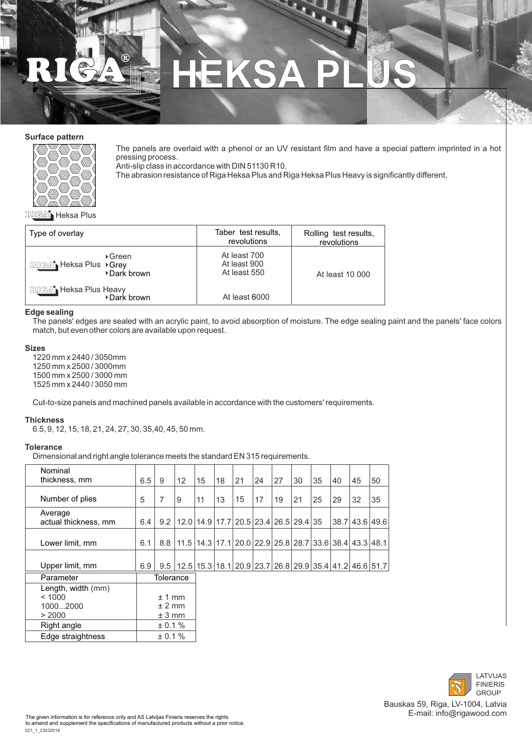# RIGA® HEKSA PLUS

**Surface pattern**

The panels are overlaid with a phenol or an UV resistant film and have a special pattern imprinted in a hot pressing process.
Anti-slip class in accordance with DIN 51130 R10.
The abrasion resistance of Riga Heksa Plus and Riga Heksa Plus Heavy is significantly different.

RIGA Heksa Plus

| Type of overlay | | Taber test results, revolutions | Rolling test results, revolutions |
|---|---|---|---|
| RIGA Heksa Plus | Green | At least 700 | At least 10 000 |
| | Grey | At least 900 | |
| | Dark brown | At least 550 | |
| RIGA Heksa Plus Heavy | Dark brown | At least 6000 | |

**Edge sealing**

The panels' edges are sealed with an acrylic paint, to avoid absorption of moisture. The edge sealing paint and the panels' face colors match, but even other colors are available upon request.

**Sizes**

1220 mm x 2440 / 3050mm
1250 mm x 2500 / 3000mm
1500 mm x 2500 / 3000 mm
1525 mm x 2440 / 3050 mm

Cut-to-size panels and machined panels available in accordance with the customers' requirements.

**Thickness**

6.5, 9, 12, 15, 18, 21, 24, 27, 30, 35,40, 45, 50 mm.

**Tolerance**

Dimensional and right angle tolerance meets the standard EN 315 requirements.

| Nominal thickness, mm | 6.5 | 9 | 12 | 15 | 18 | 21 | 24 | 27 | 30 | 35 | 40 | 45 | 50 |
|---|---|---|---|---|---|---|---|---|---|---|---|---|---|
| Number of plies | 5 | 7 | 9 | 11 | 13 | 15 | 17 | 19 | 21 | 25 | 29 | 32 | 35 |
| Average actual thickness, mm | 6.4 | 9.2 | 12.0 | 14.9 | 17.7 | 20.5 | 23.4 | 26.5 | 29.4 | 35 | 38.7 | 43.6 | 49.6 |
| Lower limit, mm | 6.1 | 8.8 | 11.5 | 14.3 | 17.1 | 20.0 | 22.9 | 25.8 | 28.7 | 33.6 | 38.4 | 43.3 | 48.1 |
| Upper limit, mm | 6.9 | 9.5 | 12.5 | 15.3 | 18.1 | 20.9 | 23.7 | 26.8 | 29.9 | 35.4 | 41.2 | 46.6 | 51.7 |

| Parameter | Tolerance |
|---|---|
| Length, width (mm) | |
| < 1000 | ± 1 mm |
| 1000...2000 | ± 2 mm |
| > 2000 | ± 3 mm |
| Right angle | ± 0.1 % |
| Edge straightness | ± 0.1 % |

LATVIJAS FINIERIS GROUP

Bauskas 59, Riga, LV-1004, Latvia
E-mail: info@rigawood.com

The given information is for reference only and AS Latvijas Finieris reserves the rights to amend and supplement the specifications of manufactured products without a prior notice.
021_1_23032018